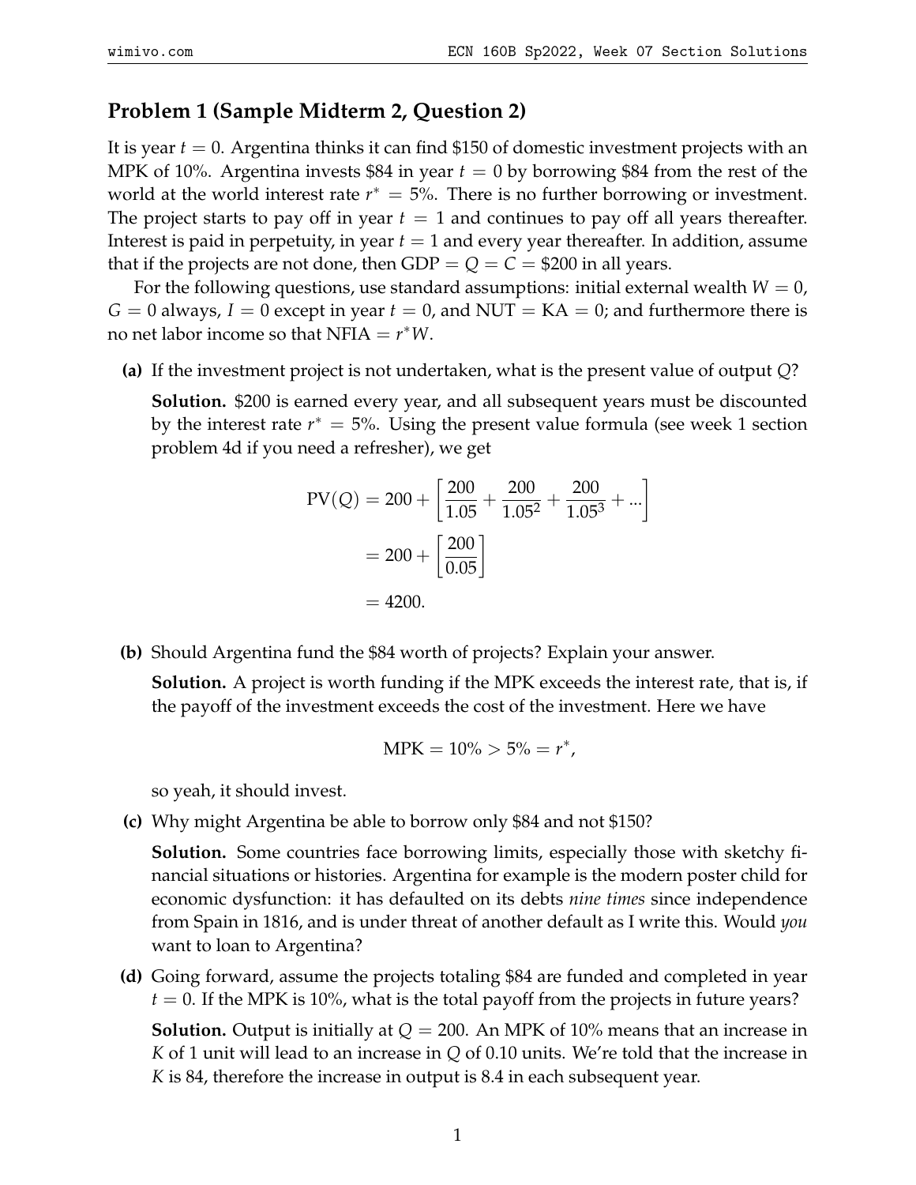## Problem 1 (Sample Midterm 2, Question 2)

It is year $t = 0$. Argentina thinks it can find \$150 of domestic investment projects with an MPK of 10%. Argentina invests \$84 in year $t = 0$ by borrowing \$84 from the rest of the world at the world interest rate $r^* = 5\%$. There is no further borrowing or investment. The project starts to pay off in year $t = 1$ and continues to pay off all years thereafter. Interest is paid in perpetuity, in year $t = 1$ and every year thereafter. In addition, assume that if the projects are not done, then $\text{GDP} = Q = C = \$200$ in all years.

For the following questions, use standard assumptions: initial external wealth $W = 0$, $G = 0$ always, $I = 0$ except in year $t = 0$, and $\text{NUT} = \text{KA} = 0$; and furthermore there is no net labor income so that $\text{NFIA} = r^*W$.

**(a)** If the investment project is not undertaken, what is the present value of output $Q$?

**Solution.** \$200 is earned every year, and all subsequent years must be discounted by the interest rate $r^* = 5\%$. Using the present value formula (see week 1 section problem 4d if you need a refresher), we get

$$
\begin{aligned}
\text{PV}(Q) &= 200 + \left[\frac{200}{1.05} + \frac{200}{1.05^2} + \frac{200}{1.05^3} + ...\right] \\
&= 200 + \left[\frac{200}{0.05}\right] \\
&= 4200.
\end{aligned}
$$

**(b)** Should Argentina fund the \$84 worth of projects? Explain your answer.

**Solution.** A project is worth funding if the MPK exceeds the interest rate, that is, if the payoff of the investment exceeds the cost of the investment. Here we have

$$\text{MPK} = 10\% > 5\% = r^*,$$

so yeah, it should invest.

**(c)** Why might Argentina be able to borrow only \$84 and not \$150?

**Solution.** Some countries face borrowing limits, especially those with sketchy financial situations or histories. Argentina for example is the modern poster child for economic dysfunction: it has defaulted on its debts *nine times* since independence from Spain in 1816, and is under threat of another default as I write this. Would *you* want to loan to Argentina?

**(d)** Going forward, assume the projects totaling \$84 are funded and completed in year $t = 0$. If the MPK is 10%, what is the total payoff from the projects in future years?

**Solution.** Output is initially at $Q = 200$. An MPK of 10% means that an increase in $K$ of 1 unit will lead to an increase in $Q$ of 0.10 units. We're told that the increase in $K$ is 84, therefore the increase in output is 8.4 in each subsequent year.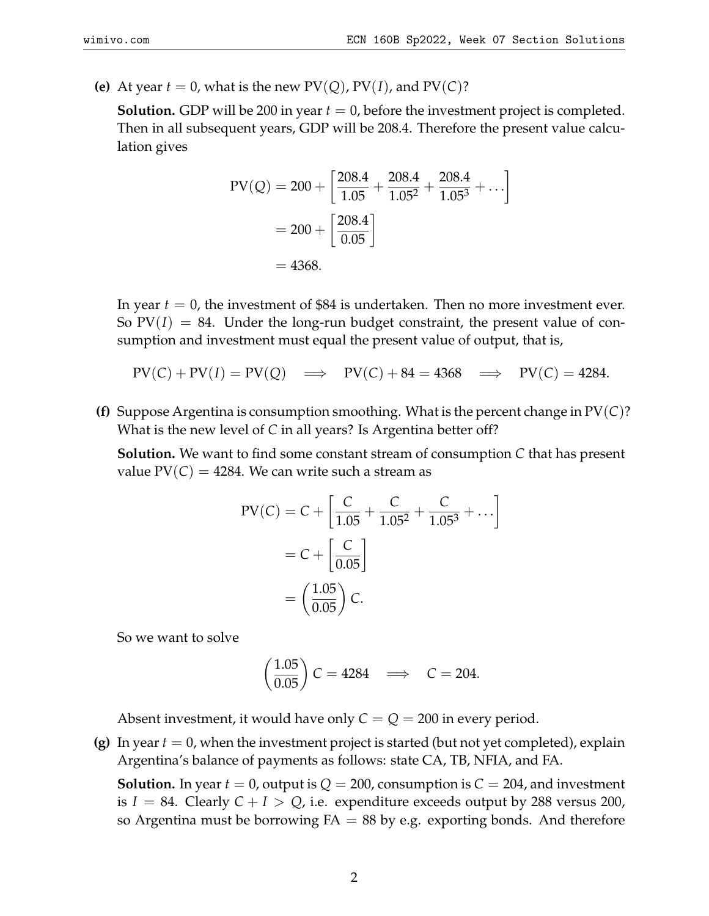**(e)** At year $t = 0$, what is the new $\text{PV}(Q)$, $\text{PV}(I)$, and $\text{PV}(C)$?

**Solution.** GDP will be 200 in year $t = 0$, before the investment project is completed. Then in all subsequent years, GDP will be 208.4. Therefore the present value calculation gives

$$
\begin{aligned}
\text{PV}(Q) &= 200 + \left[\frac{208.4}{1.05} + \frac{208.4}{1.05^2} + \frac{208.4}{1.05^3} + \dots\right] \\
&= 200 + \left[\frac{208.4}{0.05}\right] \\
&= 4368.
\end{aligned}
$$

In year $t = 0$, the investment of \$84 is undertaken. Then no more investment ever. So $\text{PV}(I) = 84$. Under the long-run budget constraint, the present value of consumption and investment must equal the present value of output, that is,

$$
\text{PV}(C) + \text{PV}(I) = \text{PV}(Q) \implies \text{PV}(C) + 84 = 4368 \implies \text{PV}(C) = 4284.
$$

**(f)** Suppose Argentina is consumption smoothing. What is the percent change in $\text{PV}(C)$? What is the new level of $C$ in all years? Is Argentina better off?

**Solution.** We want to find some constant stream of consumption $C$ that has present value $\text{PV}(C) = 4284$. We can write such a stream as

$$
\begin{aligned}
\text{PV}(C) &= C + \left[\frac{C}{1.05} + \frac{C}{1.05^2} + \frac{C}{1.05^3} + \dots\right] \\
&= C + \left[\frac{C}{0.05}\right] \\
&= \left(\frac{1.05}{0.05}\right) C.
\end{aligned}
$$

So we want to solve

$$
\left(\frac{1.05}{0.05}\right) C = 4284 \implies C = 204.
$$

Absent investment, it would have only $C = Q = 200$ in every period.

**(g)** In year $t = 0$, when the investment project is started (but not yet completed), explain Argentina's balance of payments as follows: state CA, TB, NFIA, and FA.

**Solution.** In year $t = 0$, output is $Q = 200$, consumption is $C = 204$, and investment is $I = 84$. Clearly $C + I > Q$, i.e. expenditure exceeds output by 288 versus 200, so Argentina must be borrowing $\text{FA} = 88$ by e.g. exporting bonds. And therefore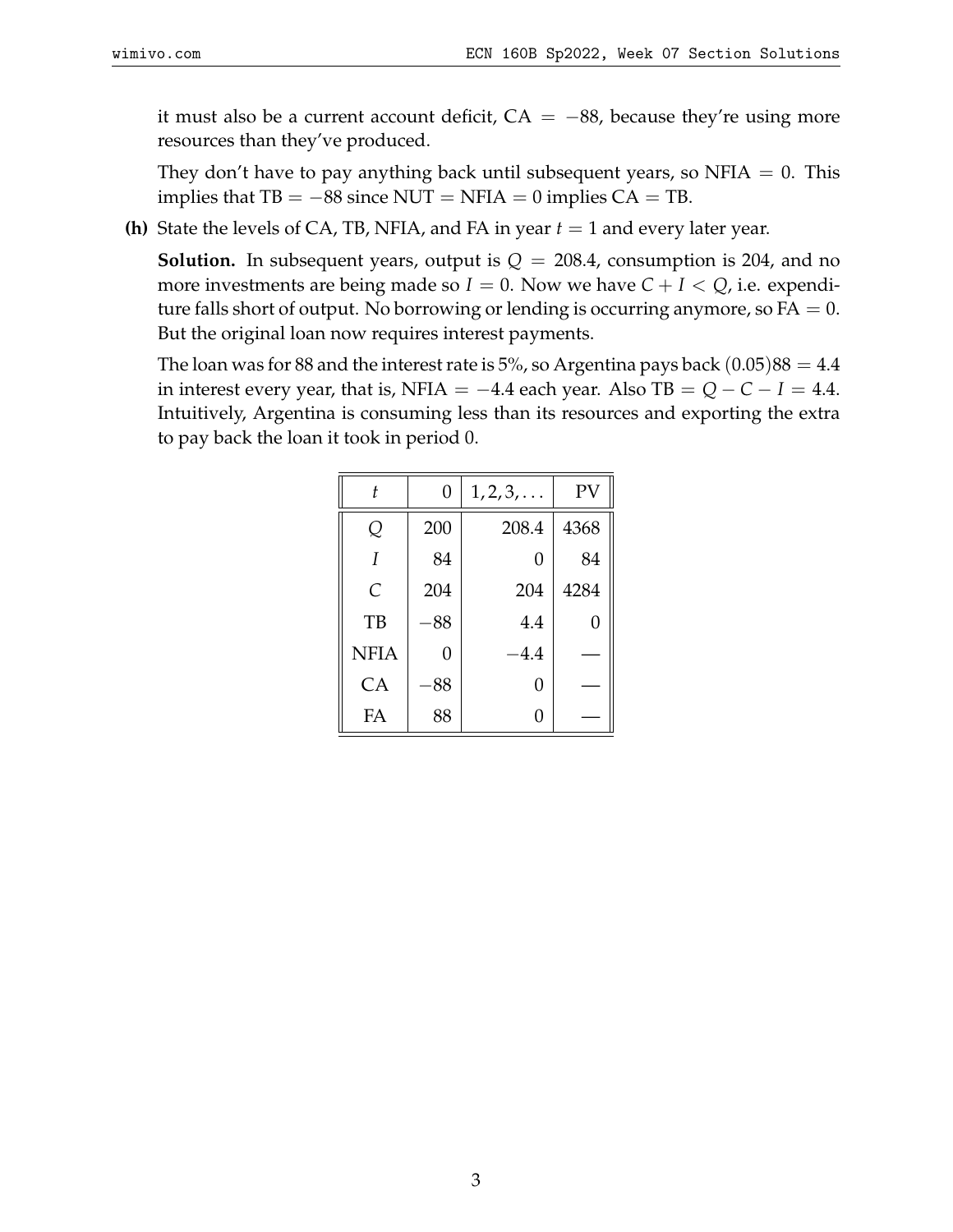it must also be a current account deficit, $\text{CA} = -88$, because they're using more resources than they've produced.

They don't have to pay anything back until subsequent years, so $\text{NFIA} = 0$. This implies that $\text{TB} = -88$ since $\text{NUT} = \text{NFIA} = 0$ implies $\text{CA} = \text{TB}$.

**(h)** State the levels of CA, TB, NFIA, and FA in year $t = 1$ and every later year.

**Solution.** In subsequent years, output is $Q = 208.4$, consumption is 204, and no more investments are being made so $I = 0$. Now we have $C + I < Q$, i.e. expenditure falls short of output. No borrowing or lending is occurring anymore, so $\text{FA} = 0$. But the original loan now requires interest payments.

The loan was for 88 and the interest rate is 5%, so Argentina pays back $(0.05)88 = 4.4$ in interest every year, that is, $\text{NFIA} = -4.4$ each year. Also $\text{TB} = Q - C - I = 4.4$. Intuitively, Argentina is consuming less than its resources and exporting the extra to pay back the loan it took in period 0.

| $t$ | 0 | $1, 2, 3, \ldots$ | PV |
|---|---|---|---|
| $Q$ | 200 | 208.4 | 4368 |
| $I$ | 84 | 0 | 84 |
| $C$ | 204 | 204 | 4284 |
| TB | $-88$ | 4.4 | 0 |
| NFIA | 0 | $-4.4$ | — |
| CA | $-88$ | 0 | — |
| FA | 88 | 0 | — |